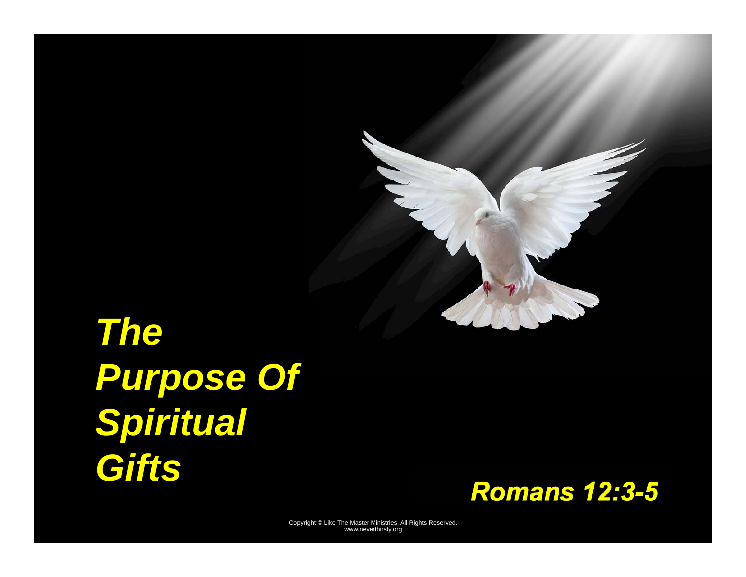# *The Purpose Of Spiritual Gifts*

***Romans 12:3-5***

Copyright © Like The Master Ministries. All Rights Reserved.
www.neverthirsty.org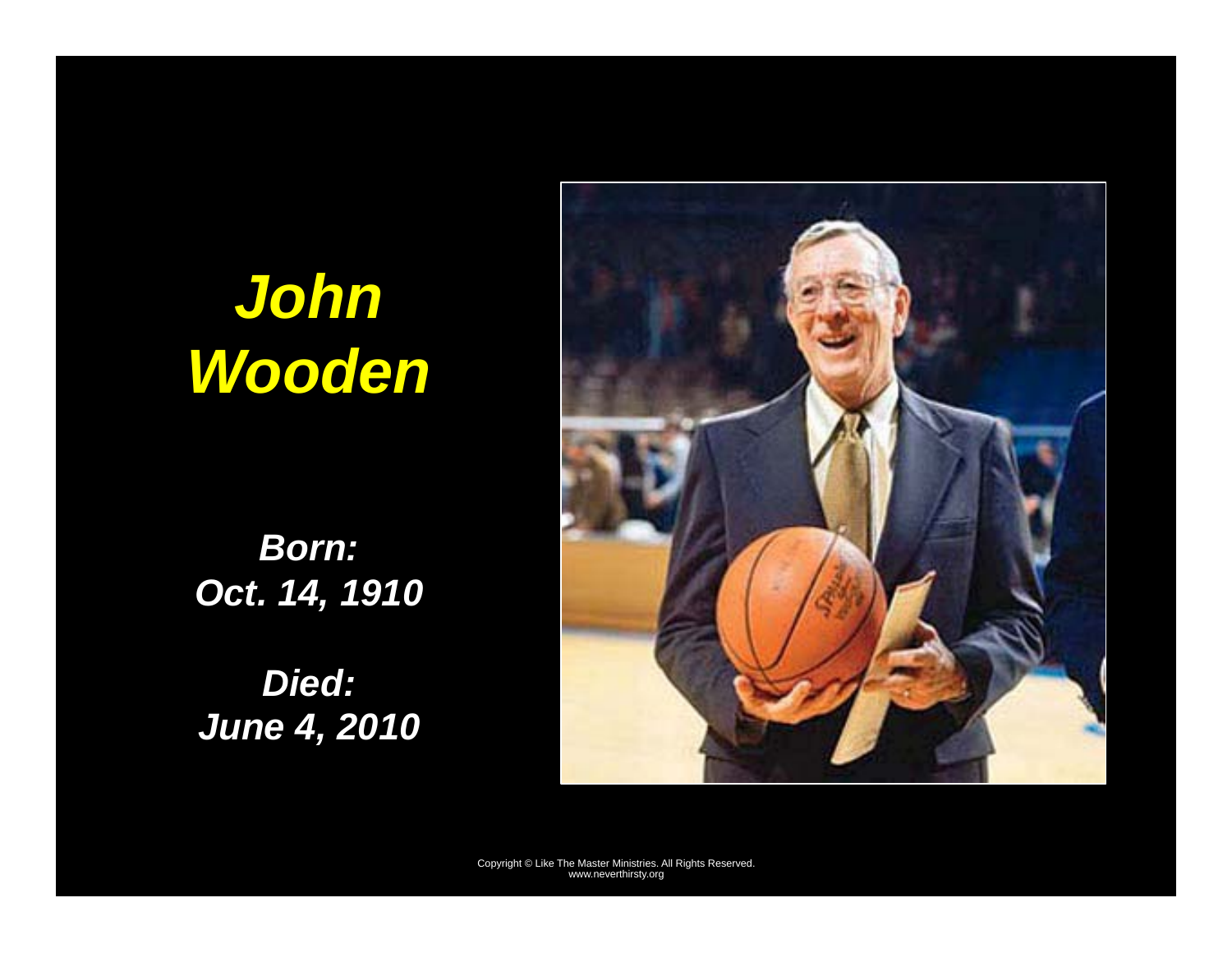# *John Wooden*

***Born:***
***Oct. 14, 1910***

***Died:***
***June 4, 2010***

Copyright © Like The Master Ministries. All Rights Reserved.
www.neverthirsty.org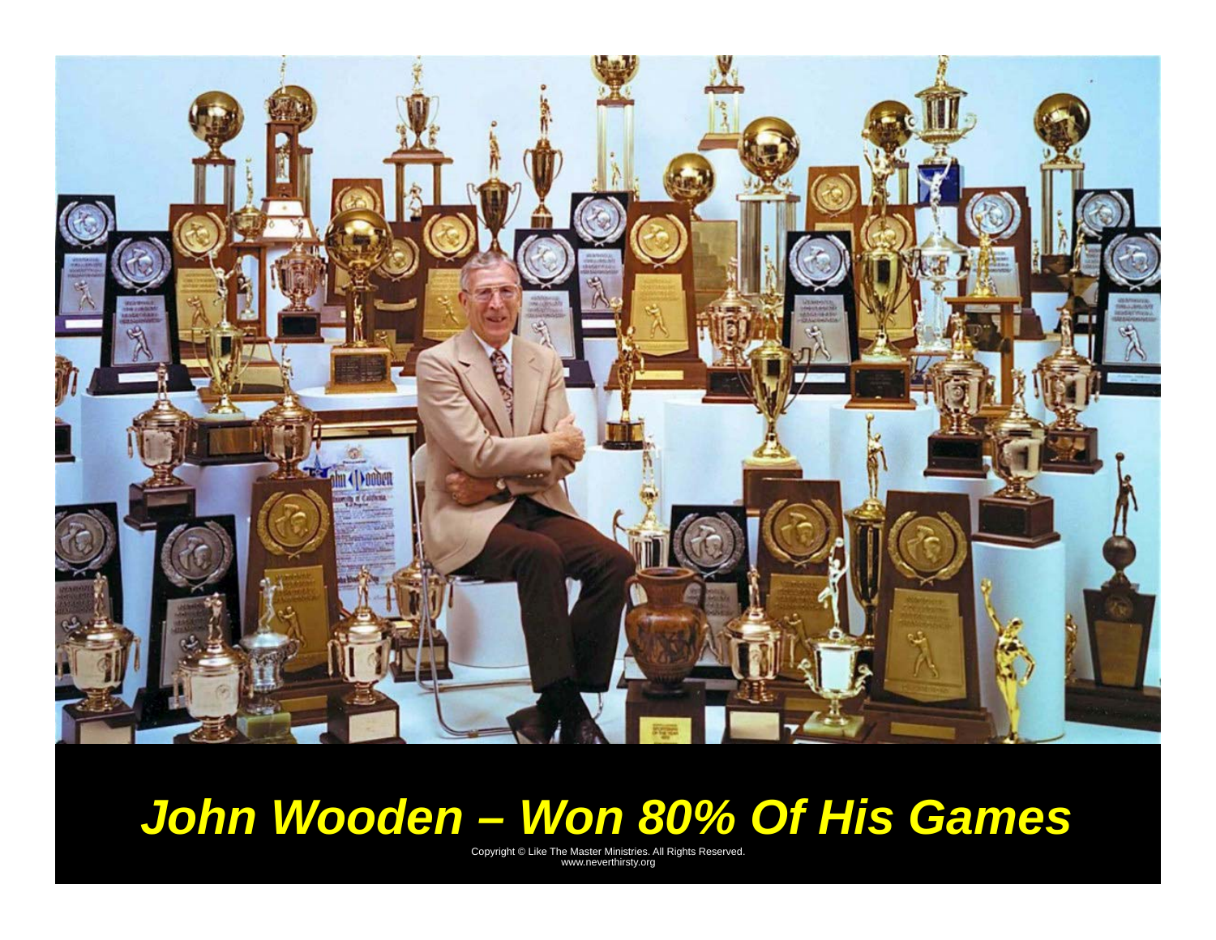# *John Wooden – Won 80% Of His Games*

Copyright © Like The Master Ministries. All Rights Reserved.
www.neverthirsty.org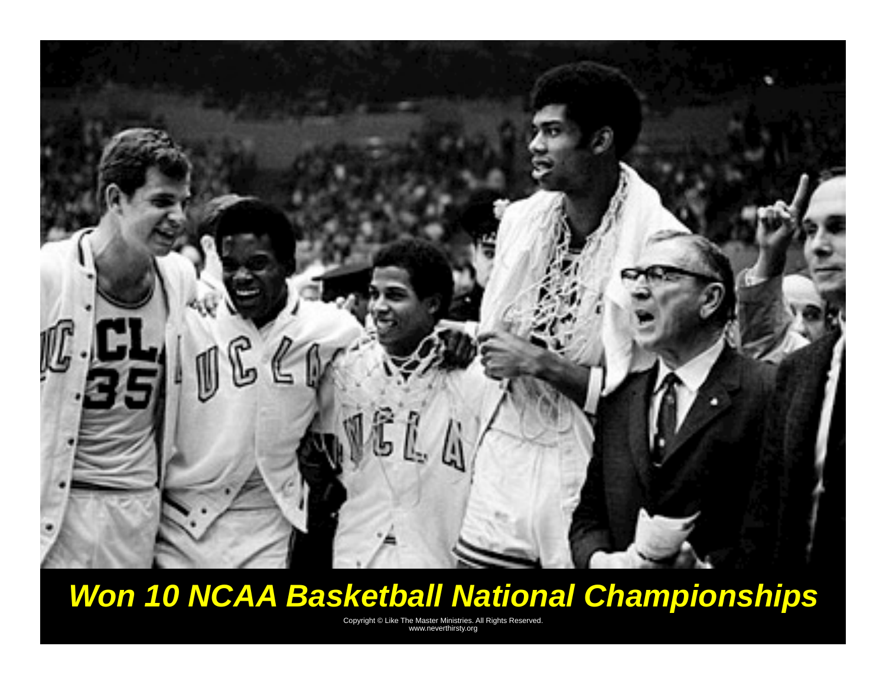*Won 10 NCAA Basketball National Championships*

Copyright © Like The Master Ministries. All Rights Reserved.
www.neverthirsty.org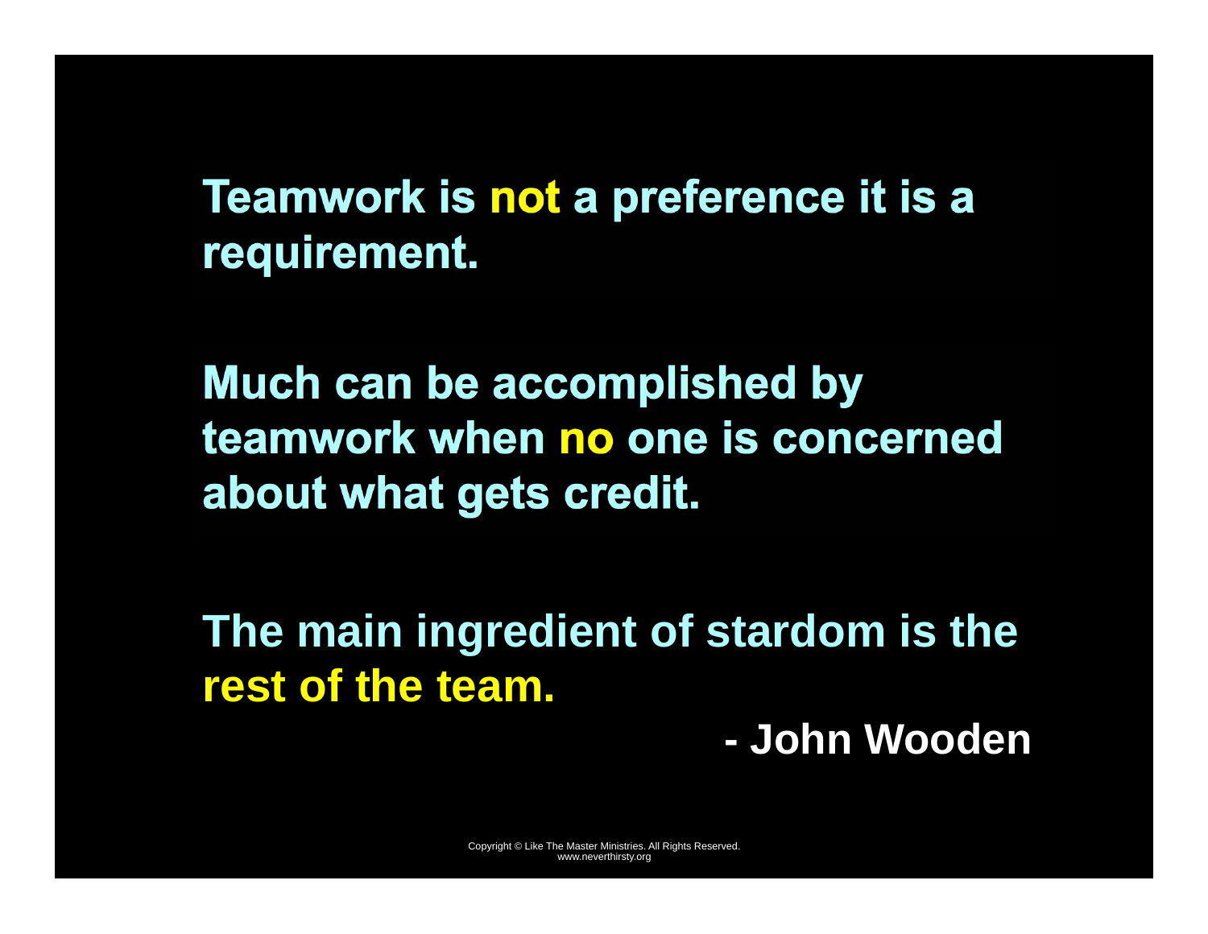**Teamwork is not a preference it is a requirement.**

**Much can be accomplished by teamwork when no one is concerned about what gets credit.**

**The main ingredient of stardom is the rest of the team.**

**- John Wooden**

Copyright © Like The Master Ministries. All Rights Reserved.
www.neverthirsty.org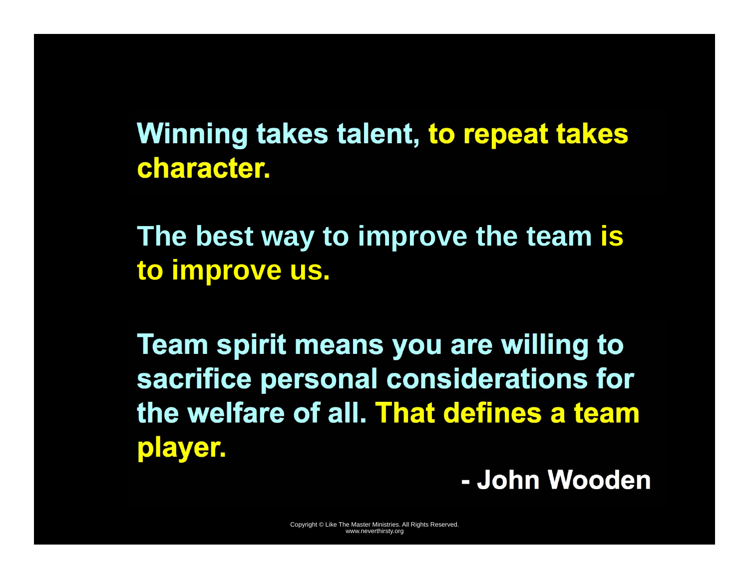**Winning takes talent, to repeat takes character.**

**The best way to improve the team is to improve us.**

**Team spirit means you are willing to sacrifice personal considerations for the welfare of all. That defines a team player.**

**- John Wooden**

Copyright © Like The Master Ministries. All Rights Reserved.
www.neverthirsty.org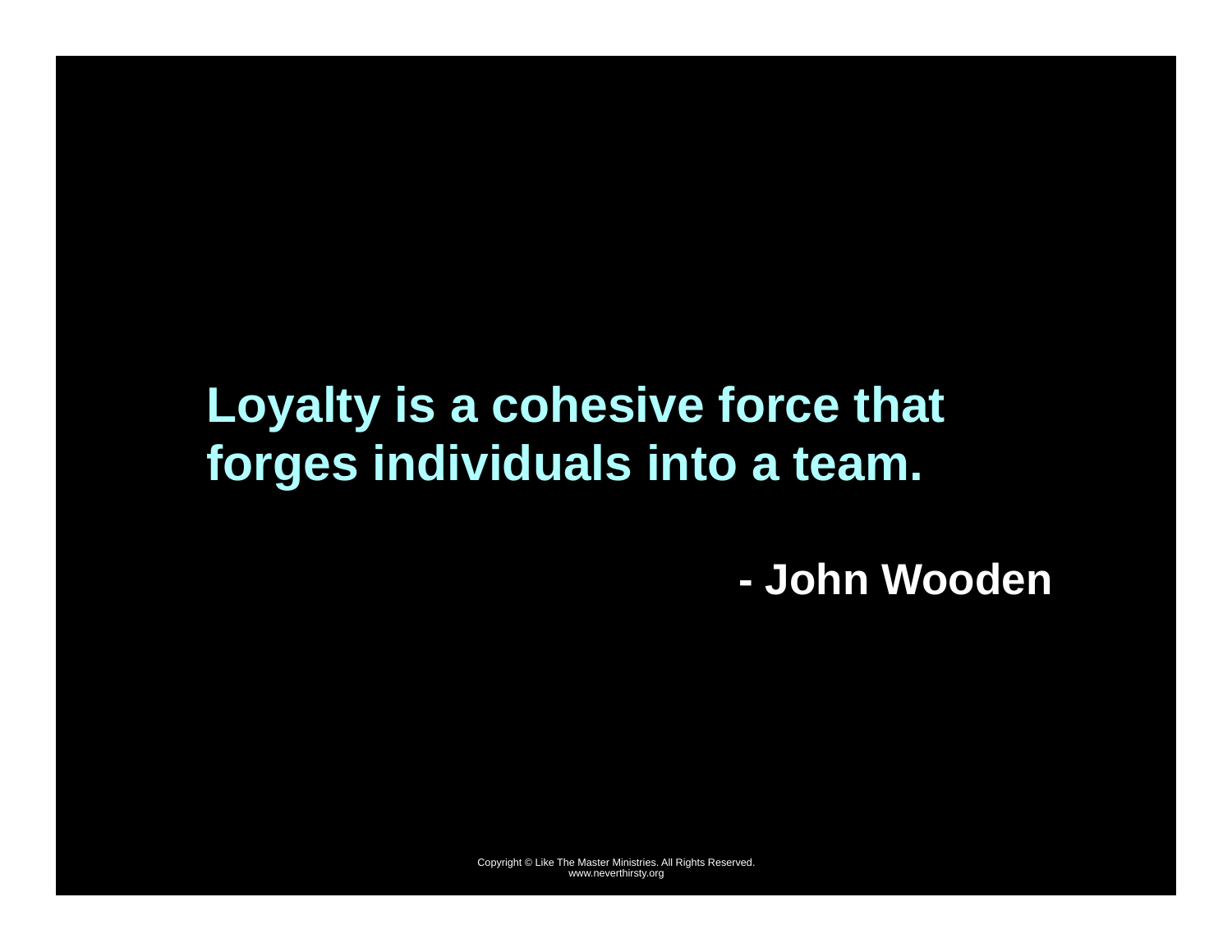**Loyalty is a cohesive force that forges individuals into a team.**

**- John Wooden**

Copyright © Like The Master Ministries. All Rights Reserved.
www.neverthirsty.org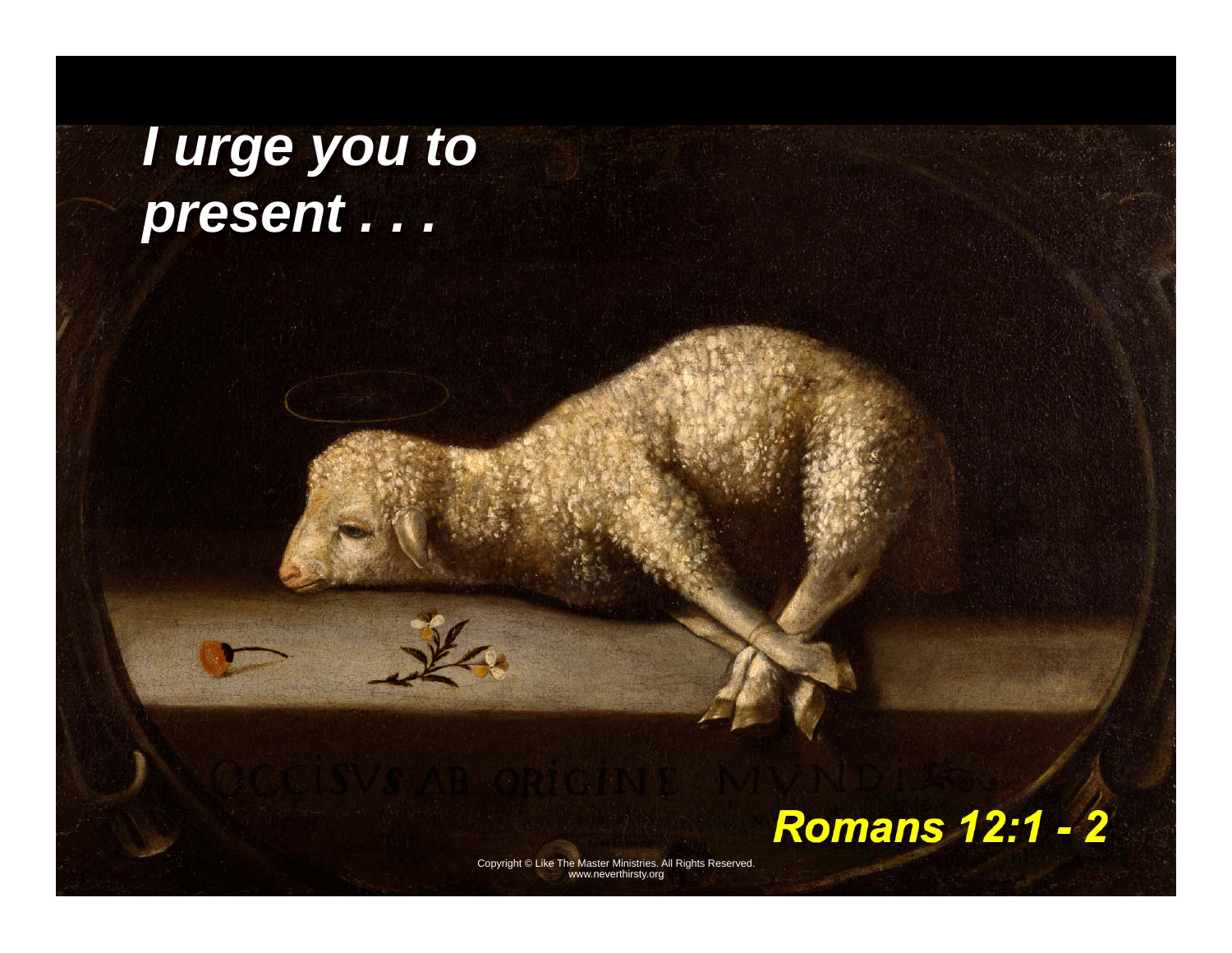# *I urge you to present . . .*

OCCISVS AB ORIGINE MVNDI

***Romans 12:1 - 2***

Copyright © Like The Master Ministries. All Rights Reserved.
www.neverthirsty.org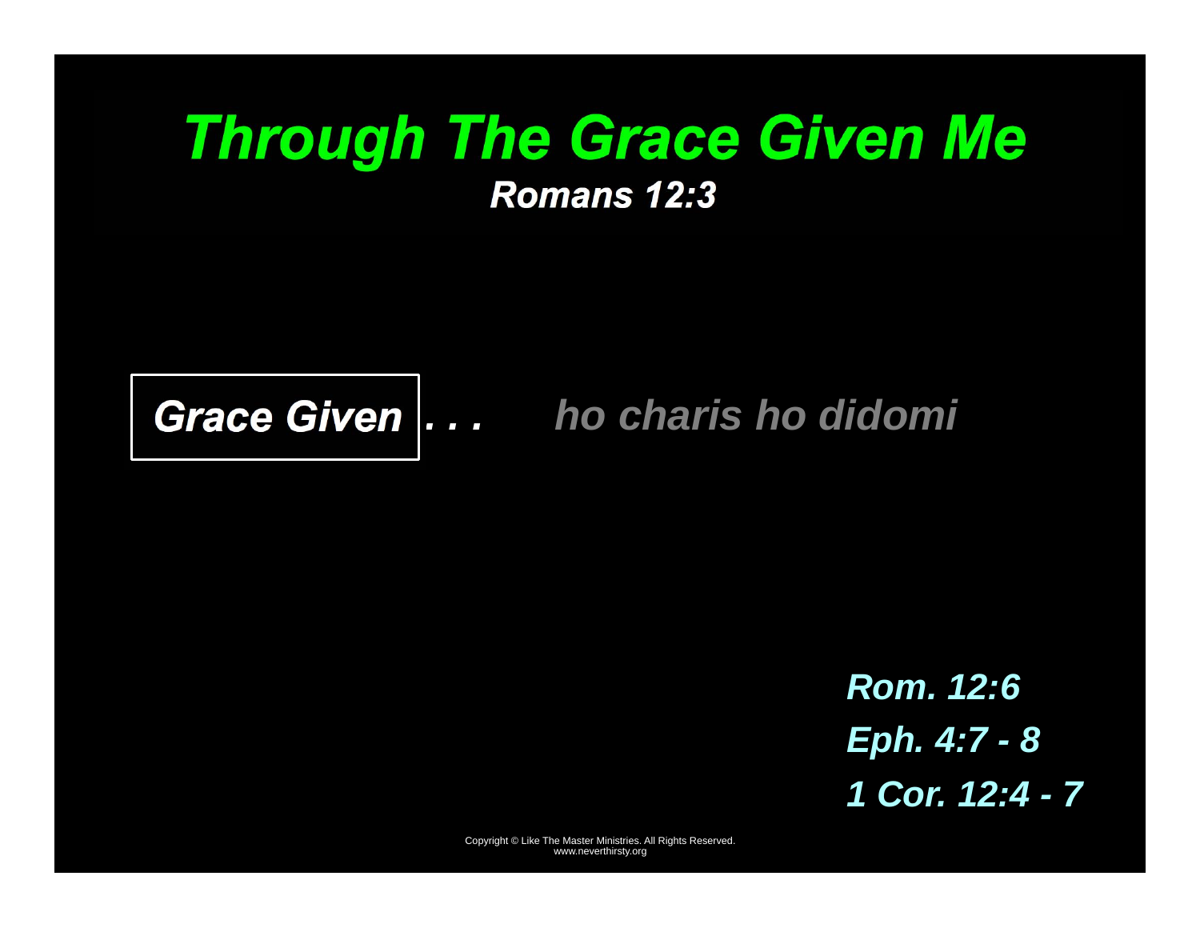# *Through The Grace Given Me*

***Romans 12:3***

***Grace Given . . .*** *ho charis ho didomi*

***Rom. 12:6***

***Eph. 4:7 - 8***

***1 Cor. 12:4 - 7***

Copyright © Like The Master Ministries. All Rights Reserved.
www.neverthirsty.org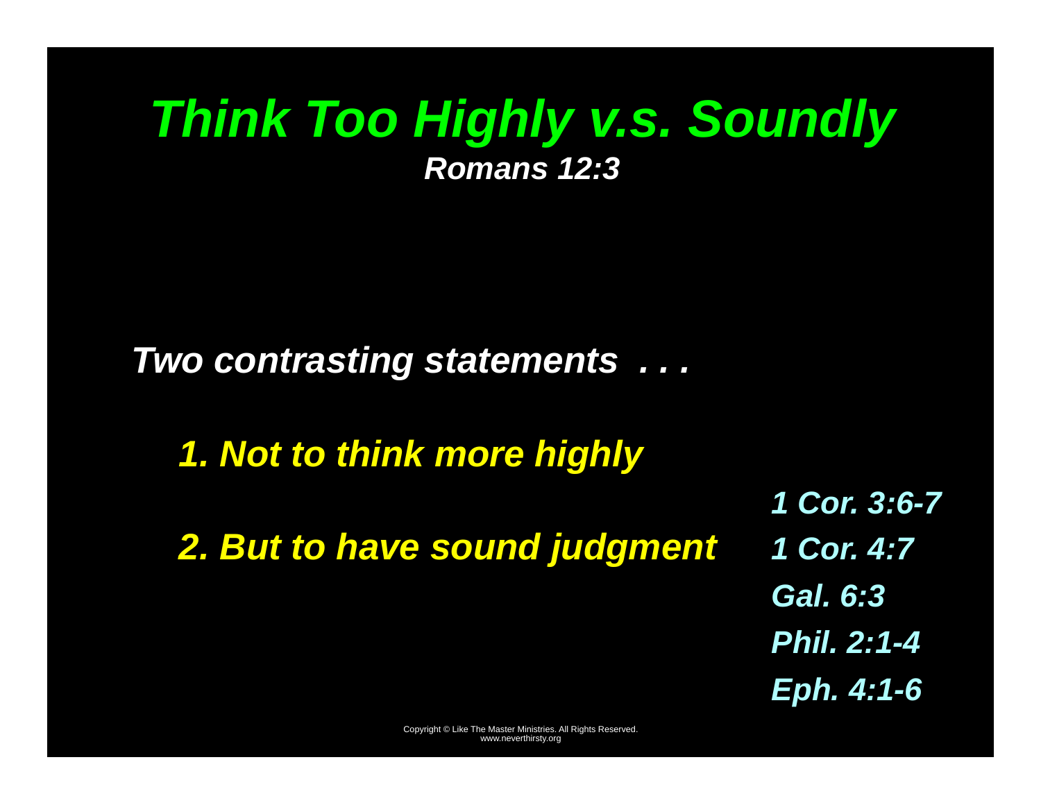# *Think Too Highly v.s. Soundly*

***Romans 12:3***

***Two contrasting statements . . .***

1. ***Not to think more highly***
2. ***But to have sound judgment***

***1 Cor. 3:6-7***

***1 Cor. 4:7***

***Gal. 6:3***

***Phil. 2:1-4***

***Eph. 4:1-6***

Copyright © Like The Master Ministries. All Rights Reserved.
www.neverthirsty.org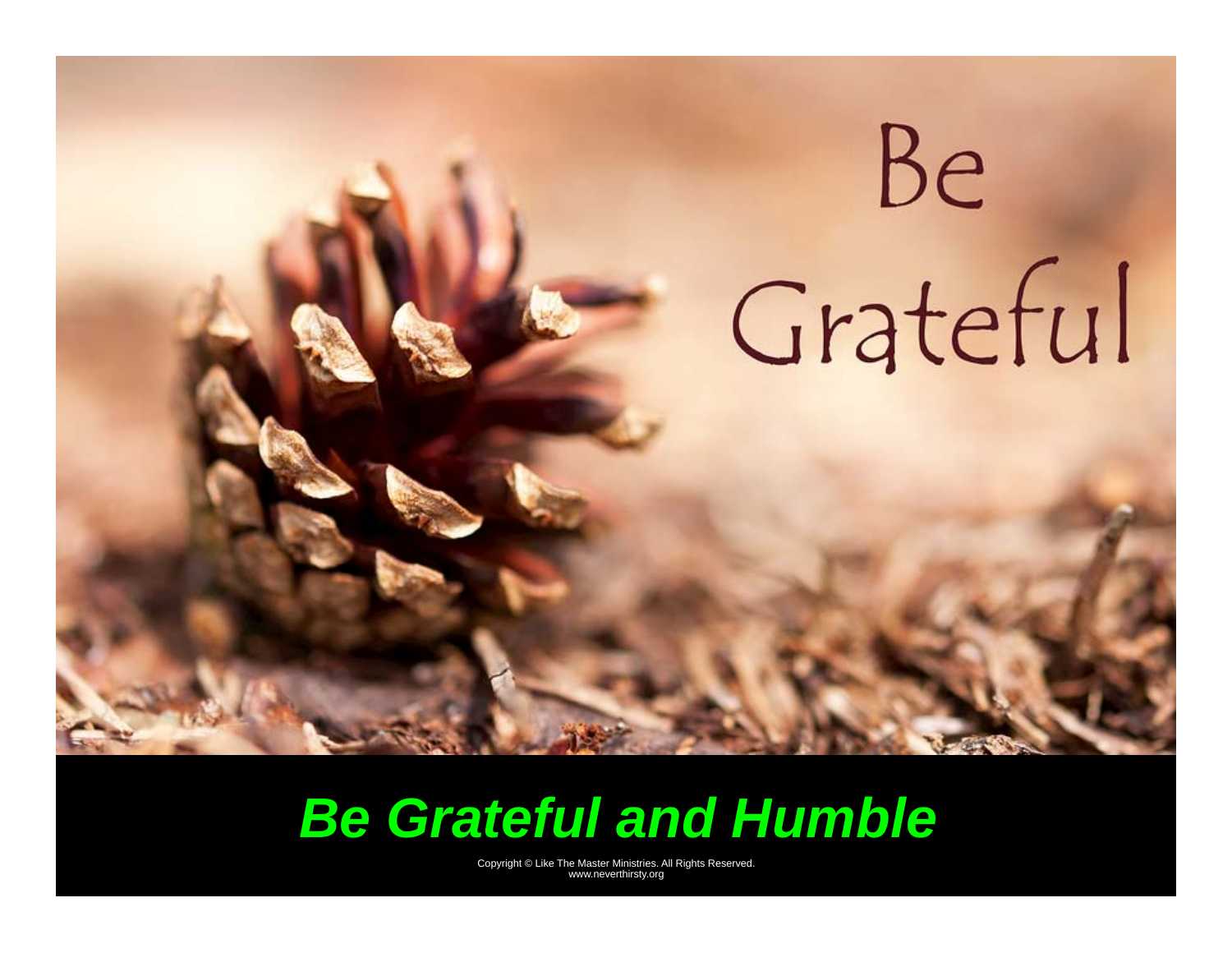Be
Grateful

***Be Grateful and Humble***

Copyright © Like The Master Ministries. All Rights Reserved.
www.neverthirsty.org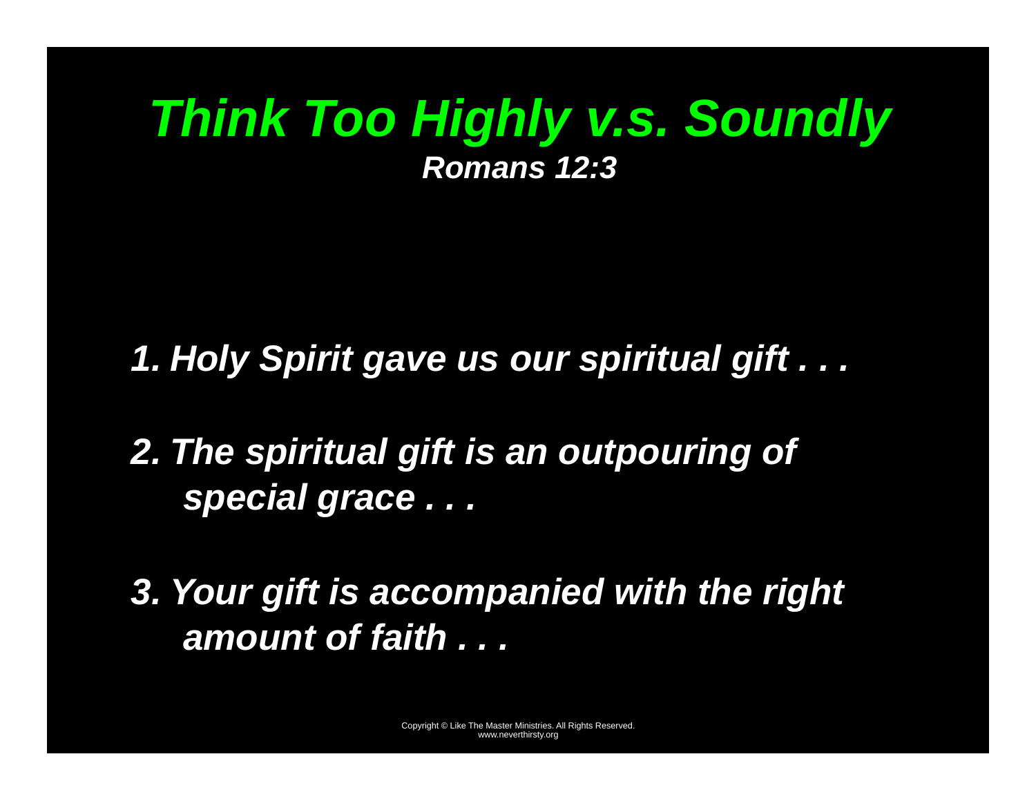# *Think Too Highly v.s. Soundly*

***Romans 12:3***

1. ***Holy Spirit gave us our spiritual gift . . .***
2. ***The spiritual gift is an outpouring of special grace . . .***
3. ***Your gift is accompanied with the right amount of faith . . .***

Copyright © Like The Master Ministries. All Rights Reserved.
www.neverthirsty.org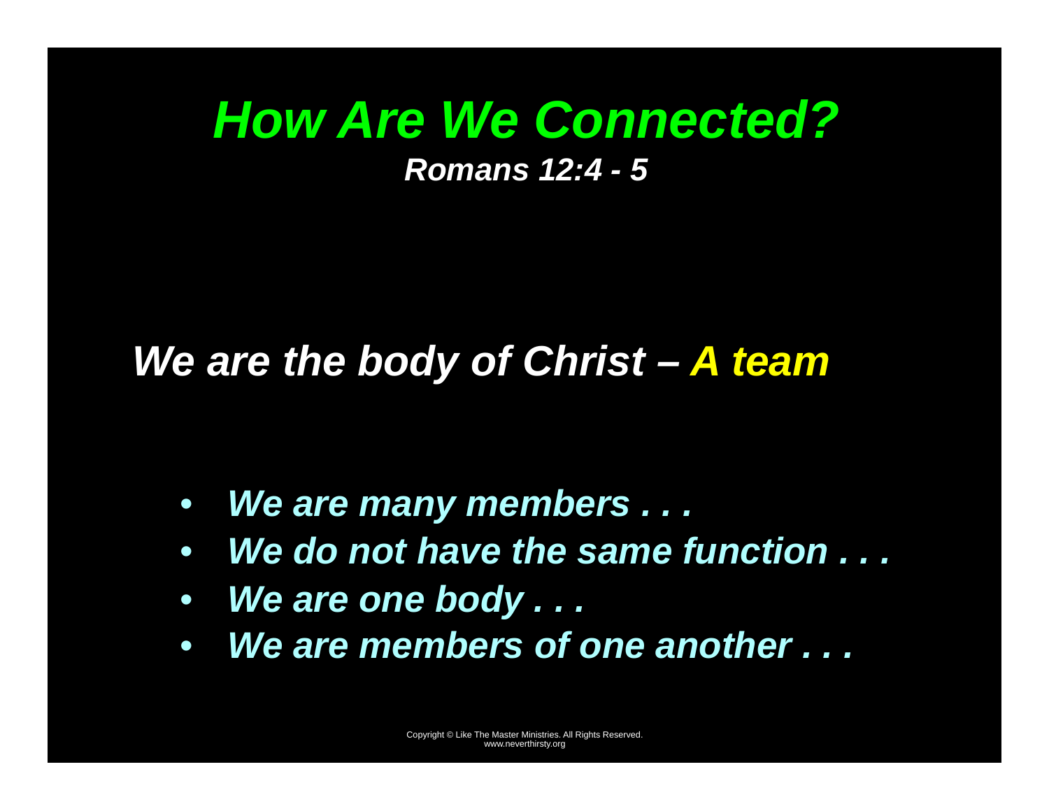# *How Are We Connected?*

***Romans 12:4 - 5***

***We are the body of Christ – A team***

- ***We are many members . . .***
- ***We do not have the same function . . .***
- ***We are one body . . .***
- ***We are members of one another . . .***

Copyright © Like The Master Ministries. All Rights Reserved.
www.neverthirsty.org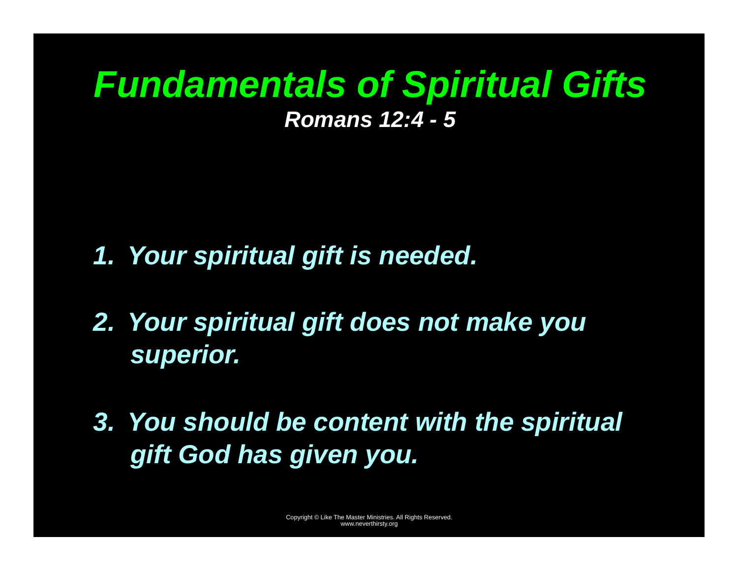# *Fundamentals of Spiritual Gifts*

***Romans 12:4 - 5***

1. ***Your spiritual gift is needed.***
2. ***Your spiritual gift does not make you superior.***
3. ***You should be content with the spiritual gift God has given you.***

Copyright © Like The Master Ministries. All Rights Reserved.
www.neverthirsty.org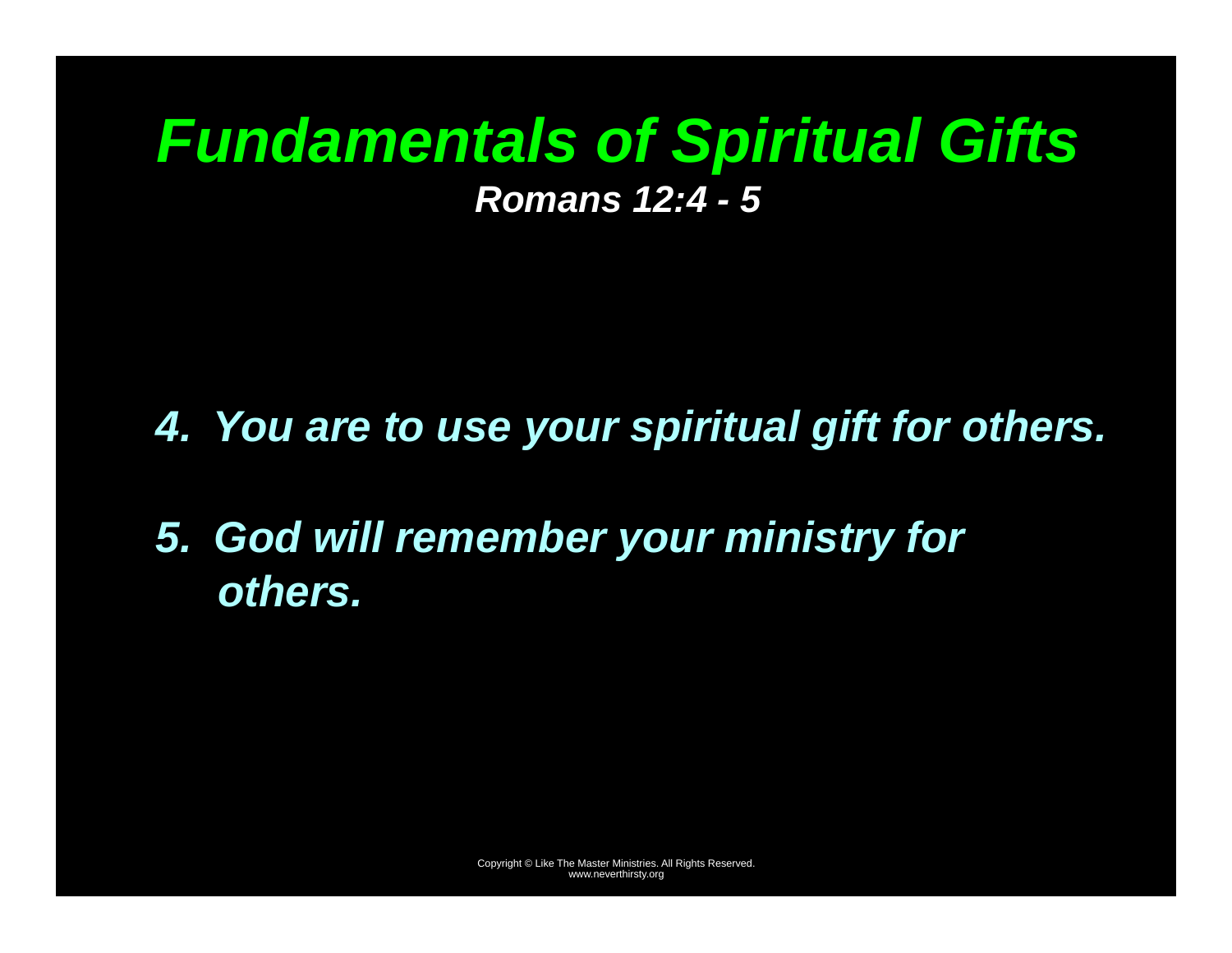# *Fundamentals of Spiritual Gifts*

***Romans 12:4 - 5***

4. ***You are to use your spiritual gift for others.***

5. ***God will remember your ministry for others.***

Copyright © Like The Master Ministries. All Rights Reserved.
www.neverthirsty.org